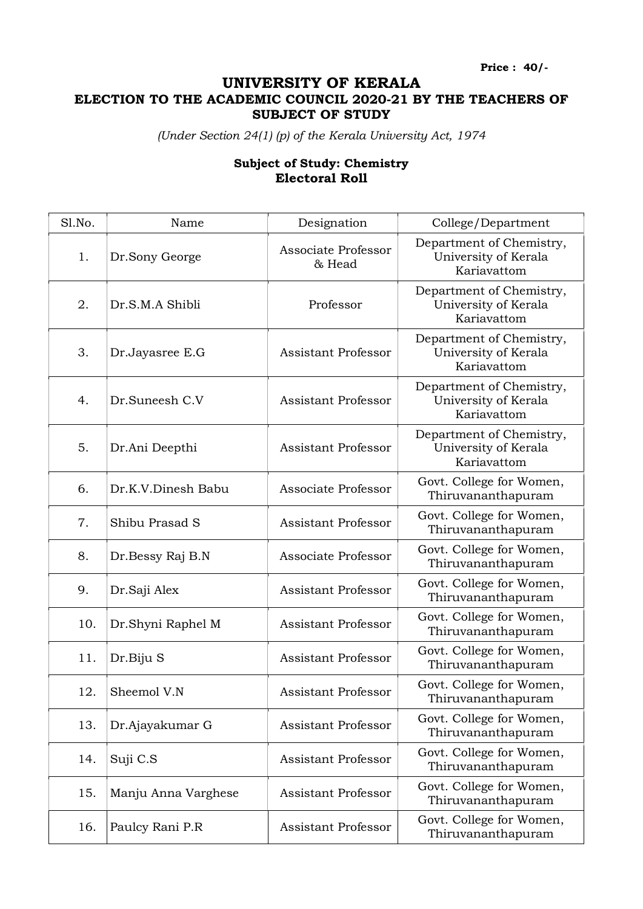Price : 40/-

# UNIVERSITY OF KERALA

## ELECTION TO THE ACADEMIC COUNCIL 2020-21 BY THE TEACHERS OF SUBJECT OF STUDY

*(Under Section 24(1) (p) of the Kerala University Act, 1974*

**Subject of Study: Chemistry**
**Electoral Roll**

| Sl.No. | Name | Designation | College/Department |
|---|---|---|---|
| 1. | Dr.Sony George | Associate Professor & Head | Department of Chemistry, University of Kerala Kariavattom |
| 2. | Dr.S.M.A Shibli | Professor | Department of Chemistry, University of Kerala Kariavattom |
| 3. | Dr.Jayasree E.G | Assistant Professor | Department of Chemistry, University of Kerala Kariavattom |
| 4. | Dr.Suneesh C.V | Assistant Professor | Department of Chemistry, University of Kerala Kariavattom |
| 5. | Dr.Ani Deepthi | Assistant Professor | Department of Chemistry, University of Kerala Kariavattom |
| 6. | Dr.K.V.Dinesh Babu | Associate Professor | Govt. College for Women, Thiruvananthapuram |
| 7. | Shibu Prasad S | Assistant Professor | Govt. College for Women, Thiruvananthapuram |
| 8. | Dr.Bessy Raj B.N | Associate Professor | Govt. College for Women, Thiruvananthapuram |
| 9. | Dr.Saji Alex | Assistant Professor | Govt. College for Women, Thiruvananthapuram |
| 10. | Dr.Shyni Raphel M | Assistant Professor | Govt. College for Women, Thiruvananthapuram |
| 11. | Dr.Biju S | Assistant Professor | Govt. College for Women, Thiruvananthapuram |
| 12. | Sheemol V.N | Assistant Professor | Govt. College for Women, Thiruvananthapuram |
| 13. | Dr.Ajayakumar G | Assistant Professor | Govt. College for Women, Thiruvananthapuram |
| 14. | Suji C.S | Assistant Professor | Govt. College for Women, Thiruvananthapuram |
| 15. | Manju Anna Varghese | Assistant Professor | Govt. College for Women, Thiruvananthapuram |
| 16. | Paulcy Rani P.R | Assistant Professor | Govt. College for Women, Thiruvananthapuram |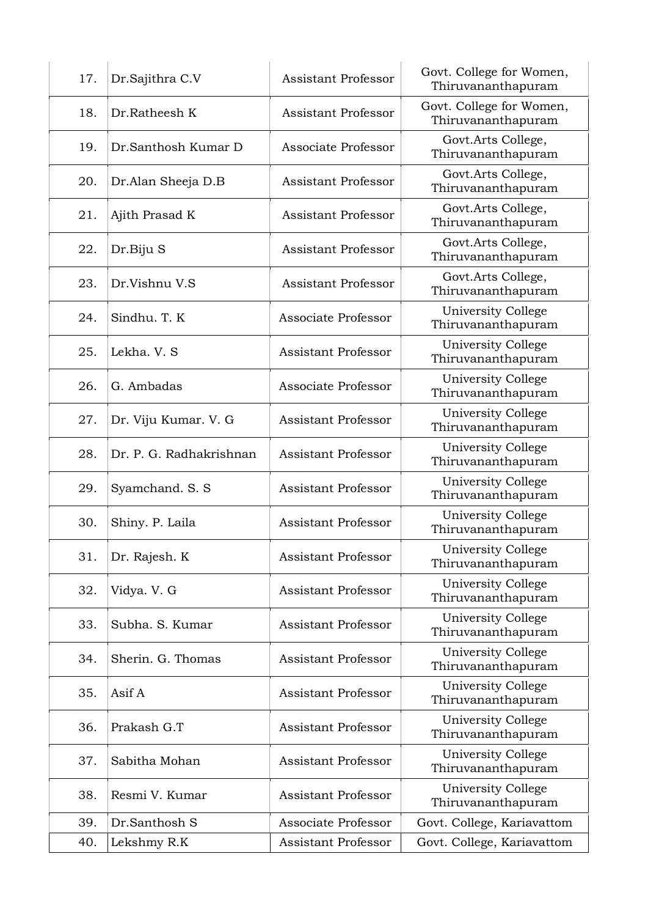| | | | |
|---|---|---|---|
| 17. | Dr.Sajithra C.V | Assistant Professor | Govt. College for Women, Thiruvananthapuram |
| 18. | Dr.Ratheesh K | Assistant Professor | Govt. College for Women, Thiruvananthapuram |
| 19. | Dr.Santhosh Kumar D | Associate Professor | Govt.Arts College, Thiruvananthapuram |
| 20. | Dr.Alan Sheeja D.B | Assistant Professor | Govt.Arts College, Thiruvananthapuram |
| 21. | Ajith Prasad K | Assistant Professor | Govt.Arts College, Thiruvananthapuram |
| 22. | Dr.Biju S | Assistant Professor | Govt.Arts College, Thiruvananthapuram |
| 23. | Dr.Vishnu V.S | Assistant Professor | Govt.Arts College, Thiruvananthapuram |
| 24. | Sindhu. T. K | Associate Professor | University College Thiruvananthapuram |
| 25. | Lekha. V. S | Assistant Professor | University College Thiruvananthapuram |
| 26. | G. Ambadas | Associate Professor | University College Thiruvananthapuram |
| 27. | Dr. Viju Kumar. V. G | Assistant Professor | University College Thiruvananthapuram |
| 28. | Dr. P. G. Radhakrishnan | Assistant Professor | University College Thiruvananthapuram |
| 29. | Syamchand. S. S | Assistant Professor | University College Thiruvananthapuram |
| 30. | Shiny. P. Laila | Assistant Professor | University College Thiruvananthapuram |
| 31. | Dr. Rajesh. K | Assistant Professor | University College Thiruvananthapuram |
| 32. | Vidya. V. G | Assistant Professor | University College Thiruvananthapuram |
| 33. | Subha. S. Kumar | Assistant Professor | University College Thiruvananthapuram |
| 34. | Sherin. G. Thomas | Assistant Professor | University College Thiruvananthapuram |
| 35. | Asif A | Assistant Professor | University College Thiruvananthapuram |
| 36. | Prakash G.T | Assistant Professor | University College Thiruvananthapuram |
| 37. | Sabitha Mohan | Assistant Professor | University College Thiruvananthapuram |
| 38. | Resmi V. Kumar | Assistant Professor | University College Thiruvananthapuram |
| 39. | Dr.Santhosh S | Associate Professor | Govt. College, Kariavattom |
| 40. | Lekshmy R.K | Assistant Professor | Govt. College, Kariavattom |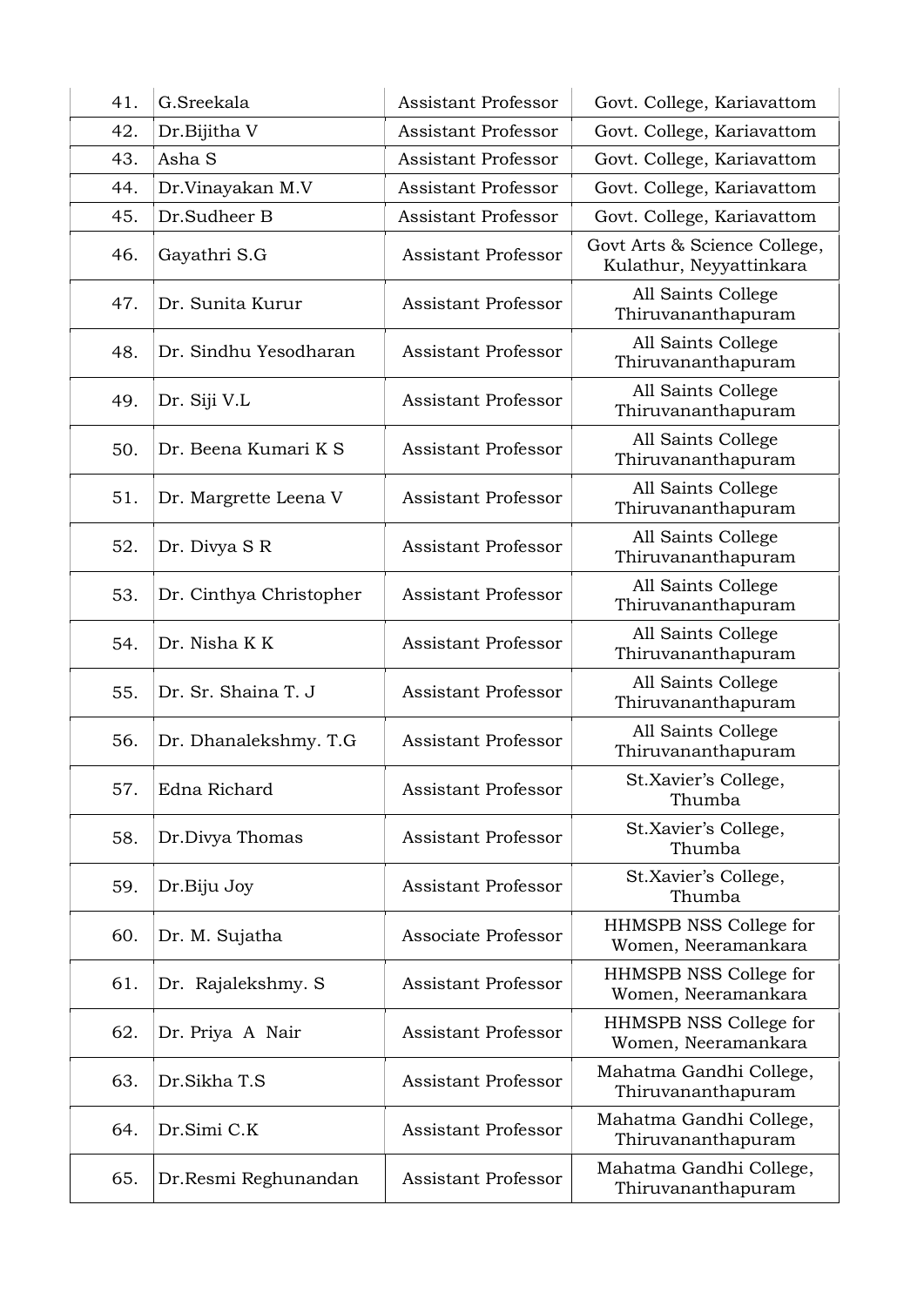| 41. | G.Sreekala | Assistant Professor | Govt. College, Kariavattom |
|---|---|---|---|
| 42. | Dr.Bijitha V | Assistant Professor | Govt. College, Kariavattom |
| 43. | Asha S | Assistant Professor | Govt. College, Kariavattom |
| 44. | Dr.Vinayakan M.V | Assistant Professor | Govt. College, Kariavattom |
| 45. | Dr.Sudheer B | Assistant Professor | Govt. College, Kariavattom |
| 46. | Gayathri S.G | Assistant Professor | Govt Arts & Science College, Kulathur, Neyyattinkara |
| 47. | Dr. Sunita Kurur | Assistant Professor | All Saints College Thiruvananthapuram |
| 48. | Dr. Sindhu Yesodharan | Assistant Professor | All Saints College Thiruvananthapuram |
| 49. | Dr. Siji V.L | Assistant Professor | All Saints College Thiruvananthapuram |
| 50. | Dr. Beena Kumari K S | Assistant Professor | All Saints College Thiruvananthapuram |
| 51. | Dr. Margrette Leena V | Assistant Professor | All Saints College Thiruvananthapuram |
| 52. | Dr. Divya S R | Assistant Professor | All Saints College Thiruvananthapuram |
| 53. | Dr. Cinthya Christopher | Assistant Professor | All Saints College Thiruvananthapuram |
| 54. | Dr. Nisha K K | Assistant Professor | All Saints College Thiruvananthapuram |
| 55. | Dr. Sr. Shaina T. J | Assistant Professor | All Saints College Thiruvananthapuram |
| 56. | Dr. Dhanalekshmy. T.G | Assistant Professor | All Saints College Thiruvananthapuram |
| 57. | Edna Richard | Assistant Professor | St.Xavier's College, Thumba |
| 58. | Dr.Divya Thomas | Assistant Professor | St.Xavier's College, Thumba |
| 59. | Dr.Biju Joy | Assistant Professor | St.Xavier's College, Thumba |
| 60. | Dr. M. Sujatha | Associate Professor | HHMSPB NSS College for Women, Neeramankara |
| 61. | Dr. Rajalekshmy. S | Assistant Professor | HHMSPB NSS College for Women, Neeramankara |
| 62. | Dr. Priya A Nair | Assistant Professor | HHMSPB NSS College for Women, Neeramankara |
| 63. | Dr.Sikha T.S | Assistant Professor | Mahatma Gandhi College, Thiruvananthapuram |
| 64. | Dr.Simi C.K | Assistant Professor | Mahatma Gandhi College, Thiruvananthapuram |
| 65. | Dr.Resmi Reghunandan | Assistant Professor | Mahatma Gandhi College, Thiruvananthapuram |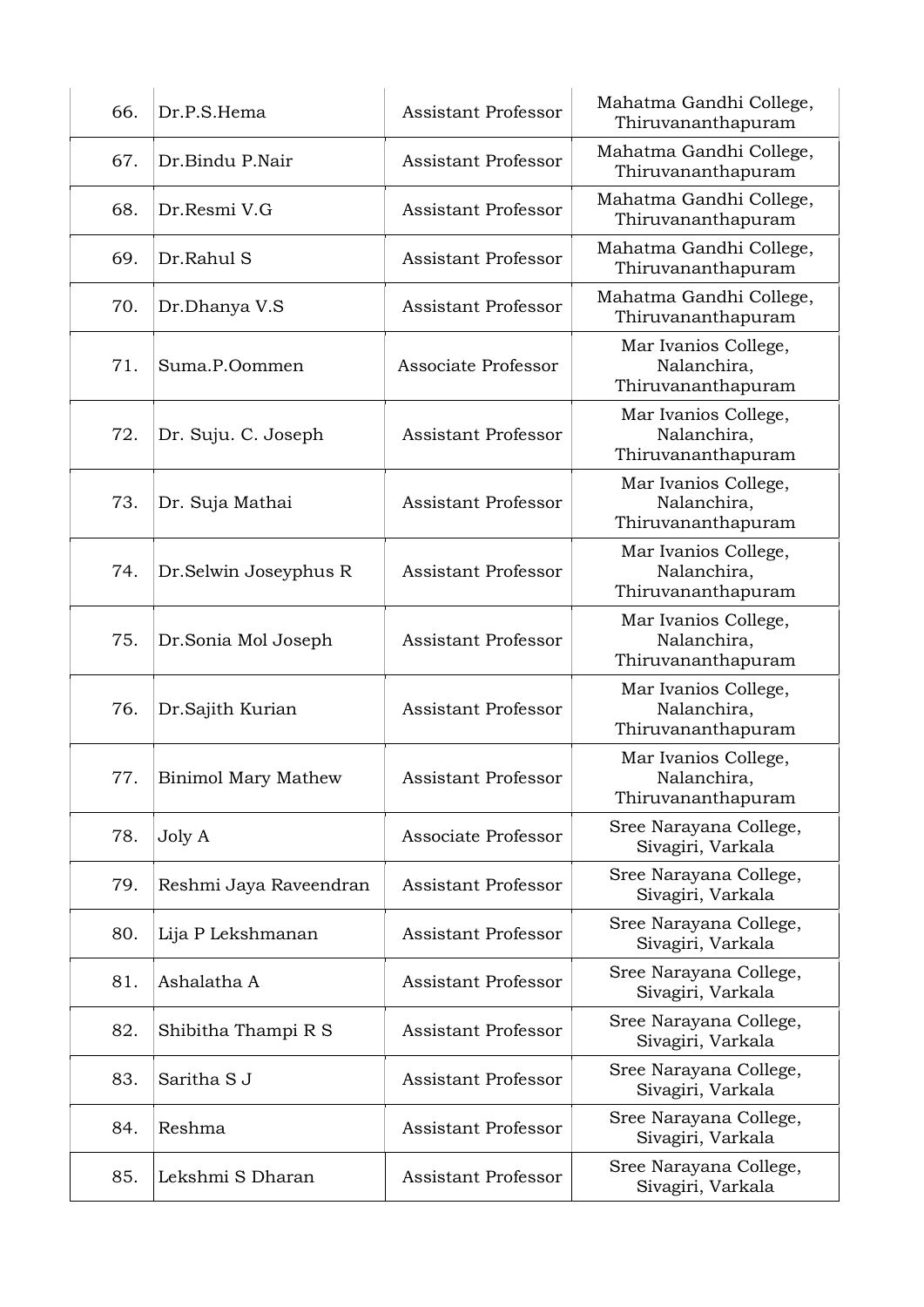| | | | |
|---|---|---|---|
| 66. | Dr.P.S.Hema | Assistant Professor | Mahatma Gandhi College, Thiruvananthapuram |
| 67. | Dr.Bindu P.Nair | Assistant Professor | Mahatma Gandhi College, Thiruvananthapuram |
| 68. | Dr.Resmi V.G | Assistant Professor | Mahatma Gandhi College, Thiruvananthapuram |
| 69. | Dr.Rahul S | Assistant Professor | Mahatma Gandhi College, Thiruvananthapuram |
| 70. | Dr.Dhanya V.S | Assistant Professor | Mahatma Gandhi College, Thiruvananthapuram |
| 71. | Suma.P.Oommen | Associate Professor | Mar Ivanios College, Nalanchira, Thiruvananthapuram |
| 72. | Dr. Suju. C. Joseph | Assistant Professor | Mar Ivanios College, Nalanchira, Thiruvananthapuram |
| 73. | Dr. Suja Mathai | Assistant Professor | Mar Ivanios College, Nalanchira, Thiruvananthapuram |
| 74. | Dr.Selwin Joseyphus R | Assistant Professor | Mar Ivanios College, Nalanchira, Thiruvananthapuram |
| 75. | Dr.Sonia Mol Joseph | Assistant Professor | Mar Ivanios College, Nalanchira, Thiruvananthapuram |
| 76. | Dr.Sajith Kurian | Assistant Professor | Mar Ivanios College, Nalanchira, Thiruvananthapuram |
| 77. | Binimol Mary Mathew | Assistant Professor | Mar Ivanios College, Nalanchira, Thiruvananthapuram |
| 78. | Joly A | Associate Professor | Sree Narayana College, Sivagiri, Varkala |
| 79. | Reshmi Jaya Raveendran | Assistant Professor | Sree Narayana College, Sivagiri, Varkala |
| 80. | Lija P Lekshmanan | Assistant Professor | Sree Narayana College, Sivagiri, Varkala |
| 81. | Ashalatha A | Assistant Professor | Sree Narayana College, Sivagiri, Varkala |
| 82. | Shibitha Thampi R S | Assistant Professor | Sree Narayana College, Sivagiri, Varkala |
| 83. | Saritha S J | Assistant Professor | Sree Narayana College, Sivagiri, Varkala |
| 84. | Reshma | Assistant Professor | Sree Narayana College, Sivagiri, Varkala |
| 85. | Lekshmi S Dharan | Assistant Professor | Sree Narayana College, Sivagiri, Varkala |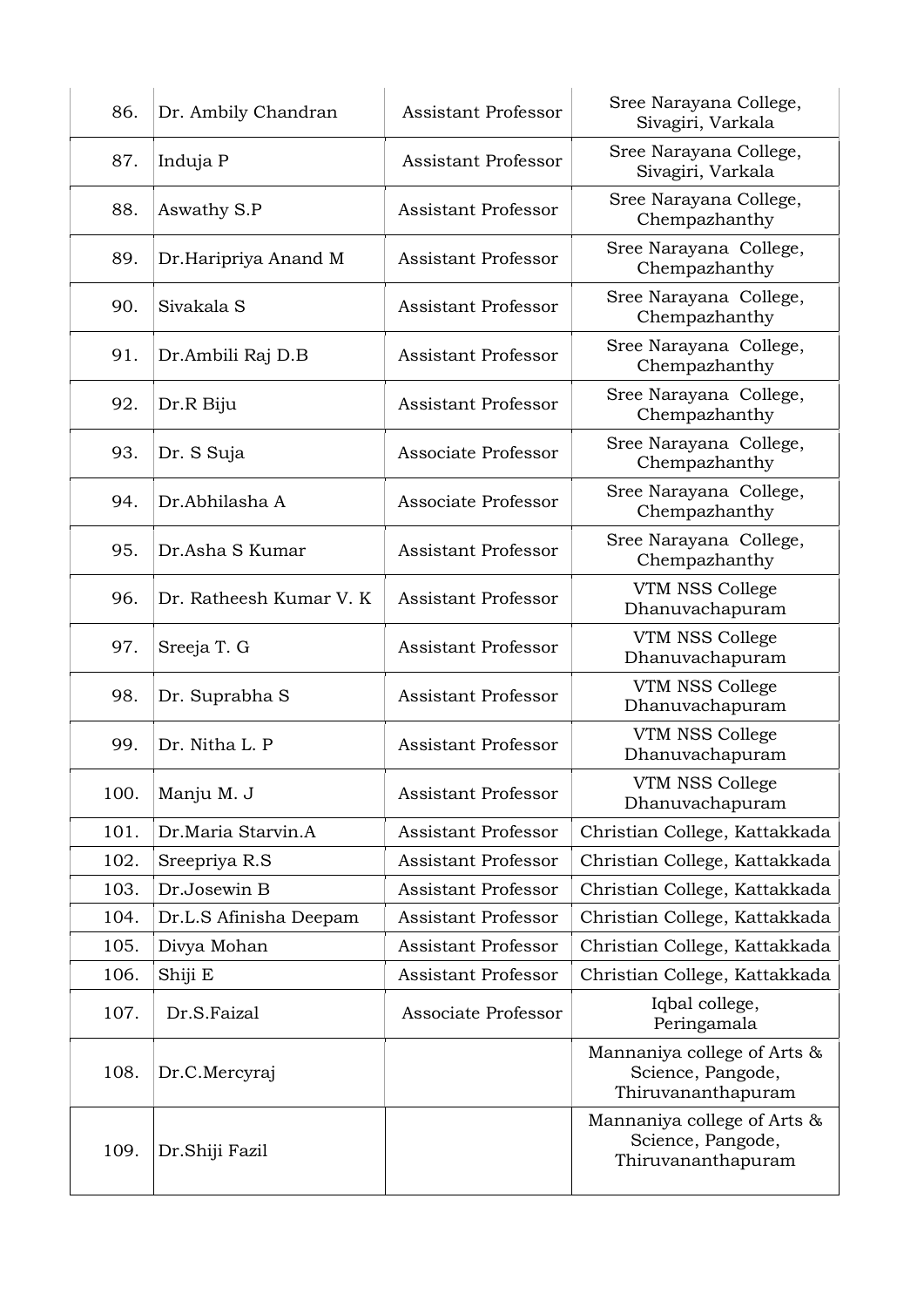| | | | |
|---|---|---|---|
| 86. | Dr. Ambily Chandran | Assistant Professor | Sree Narayana College, Sivagiri, Varkala |
| 87. | Induja P | Assistant Professor | Sree Narayana College, Sivagiri, Varkala |
| 88. | Aswathy S.P | Assistant Professor | Sree Narayana College, Chempazhanthy |
| 89. | Dr.Haripriya Anand M | Assistant Professor | Sree Narayana College, Chempazhanthy |
| 90. | Sivakala S | Assistant Professor | Sree Narayana College, Chempazhanthy |
| 91. | Dr.Ambili Raj D.B | Assistant Professor | Sree Narayana College, Chempazhanthy |
| 92. | Dr.R Biju | Assistant Professor | Sree Narayana College, Chempazhanthy |
| 93. | Dr. S Suja | Associate Professor | Sree Narayana College, Chempazhanthy |
| 94. | Dr.Abhilasha A | Associate Professor | Sree Narayana College, Chempazhanthy |
| 95. | Dr.Asha S Kumar | Assistant Professor | Sree Narayana College, Chempazhanthy |
| 96. | Dr. Ratheesh Kumar V. K | Assistant Professor | VTM NSS College Dhanuvachapuram |
| 97. | Sreeja T. G | Assistant Professor | VTM NSS College Dhanuvachapuram |
| 98. | Dr. Suprabha S | Assistant Professor | VTM NSS College Dhanuvachapuram |
| 99. | Dr. Nitha L. P | Assistant Professor | VTM NSS College Dhanuvachapuram |
| 100. | Manju M. J | Assistant Professor | VTM NSS College Dhanuvachapuram |
| 101. | Dr.Maria Starvin.A | Assistant Professor | Christian College, Kattakkada |
| 102. | Sreepriya R.S | Assistant Professor | Christian College, Kattakkada |
| 103. | Dr.Josewin B | Assistant Professor | Christian College, Kattakkada |
| 104. | Dr.L.S Afinisha Deepam | Assistant Professor | Christian College, Kattakkada |
| 105. | Divya Mohan | Assistant Professor | Christian College, Kattakkada |
| 106. | Shiji E | Assistant Professor | Christian College, Kattakkada |
| 107. | Dr.S.Faizal | Associate Professor | Iqbal college, Peringamala |
| 108. | Dr.C.Mercyraj | | Mannaniya college of Arts & Science, Pangode, Thiruvananthapuram |
| 109. | Dr.Shiji Fazil | | Mannaniya college of Arts & Science, Pangode, Thiruvananthapuram |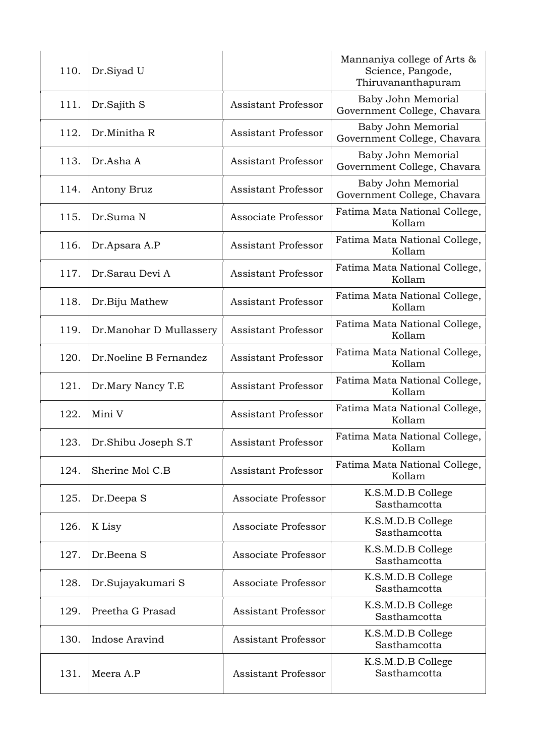| | | | |
|---|---|---|---|
| 110. | Dr.Siyad U | | Mannaniya college of Arts & Science, Pangode, Thiruvananthapuram |
| 111. | Dr.Sajith S | Assistant Professor | Baby John Memorial Government College, Chavara |
| 112. | Dr.Minitha R | Assistant Professor | Baby John Memorial Government College, Chavara |
| 113. | Dr.Asha A | Assistant Professor | Baby John Memorial Government College, Chavara |
| 114. | Antony Bruz | Assistant Professor | Baby John Memorial Government College, Chavara |
| 115. | Dr.Suma N | Associate Professor | Fatima Mata National College, Kollam |
| 116. | Dr.Apsara A.P | Assistant Professor | Fatima Mata National College, Kollam |
| 117. | Dr.Sarau Devi A | Assistant Professor | Fatima Mata National College, Kollam |
| 118. | Dr.Biju Mathew | Assistant Professor | Fatima Mata National College, Kollam |
| 119. | Dr.Manohar D Mullassery | Assistant Professor | Fatima Mata National College, Kollam |
| 120. | Dr.Noeline B Fernandez | Assistant Professor | Fatima Mata National College, Kollam |
| 121. | Dr.Mary Nancy T.E | Assistant Professor | Fatima Mata National College, Kollam |
| 122. | Mini V | Assistant Professor | Fatima Mata National College, Kollam |
| 123. | Dr.Shibu Joseph S.T | Assistant Professor | Fatima Mata National College, Kollam |
| 124. | Sherine Mol C.B | Assistant Professor | Fatima Mata National College, Kollam |
| 125. | Dr.Deepa S | Associate Professor | K.S.M.D.B College Sasthamcotta |
| 126. | K Lisy | Associate Professor | K.S.M.D.B College Sasthamcotta |
| 127. | Dr.Beena S | Associate Professor | K.S.M.D.B College Sasthamcotta |
| 128. | Dr.Sujayakumari S | Associate Professor | K.S.M.D.B College Sasthamcotta |
| 129. | Preetha G Prasad | Assistant Professor | K.S.M.D.B College Sasthamcotta |
| 130. | Indose Aravind | Assistant Professor | K.S.M.D.B College Sasthamcotta |
| 131. | Meera A.P | Assistant Professor | K.S.M.D.B College Sasthamcotta |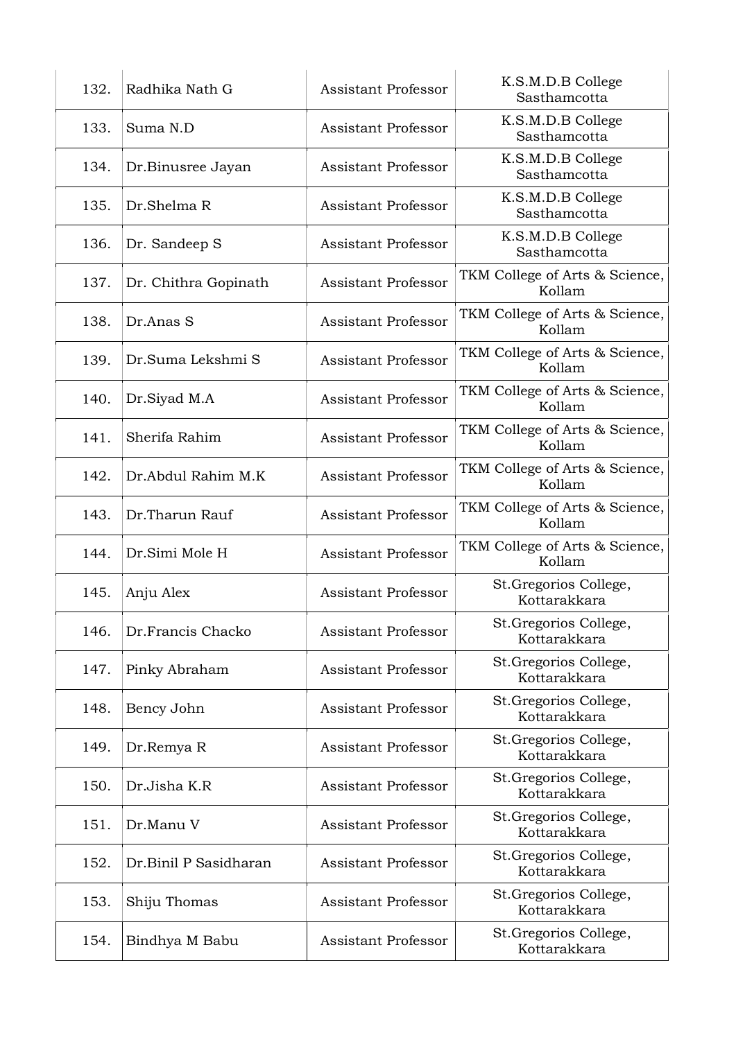| | | | |
|---|---|---|---|
| 132. | Radhika Nath G | Assistant Professor | K.S.M.D.B College Sasthamcotta |
| 133. | Suma N.D | Assistant Professor | K.S.M.D.B College Sasthamcotta |
| 134. | Dr.Binusree Jayan | Assistant Professor | K.S.M.D.B College Sasthamcotta |
| 135. | Dr.Shelma R | Assistant Professor | K.S.M.D.B College Sasthamcotta |
| 136. | Dr. Sandeep S | Assistant Professor | K.S.M.D.B College Sasthamcotta |
| 137. | Dr. Chithra Gopinath | Assistant Professor | TKM College of Arts & Science, Kollam |
| 138. | Dr.Anas S | Assistant Professor | TKM College of Arts & Science, Kollam |
| 139. | Dr.Suma Lekshmi S | Assistant Professor | TKM College of Arts & Science, Kollam |
| 140. | Dr.Siyad M.A | Assistant Professor | TKM College of Arts & Science, Kollam |
| 141. | Sherifa Rahim | Assistant Professor | TKM College of Arts & Science, Kollam |
| 142. | Dr.Abdul Rahim M.K | Assistant Professor | TKM College of Arts & Science, Kollam |
| 143. | Dr.Tharun Rauf | Assistant Professor | TKM College of Arts & Science, Kollam |
| 144. | Dr.Simi Mole H | Assistant Professor | TKM College of Arts & Science, Kollam |
| 145. | Anju Alex | Assistant Professor | St.Gregorios College, Kottarakkara |
| 146. | Dr.Francis Chacko | Assistant Professor | St.Gregorios College, Kottarakkara |
| 147. | Pinky Abraham | Assistant Professor | St.Gregorios College, Kottarakkara |
| 148. | Bency John | Assistant Professor | St.Gregorios College, Kottarakkara |
| 149. | Dr.Remya R | Assistant Professor | St.Gregorios College, Kottarakkara |
| 150. | Dr.Jisha K.R | Assistant Professor | St.Gregorios College, Kottarakkara |
| 151. | Dr.Manu V | Assistant Professor | St.Gregorios College, Kottarakkara |
| 152. | Dr.Binil P Sasidharan | Assistant Professor | St.Gregorios College, Kottarakkara |
| 153. | Shiju Thomas | Assistant Professor | St.Gregorios College, Kottarakkara |
| 154. | Bindhya M Babu | Assistant Professor | St.Gregorios College, Kottarakkara |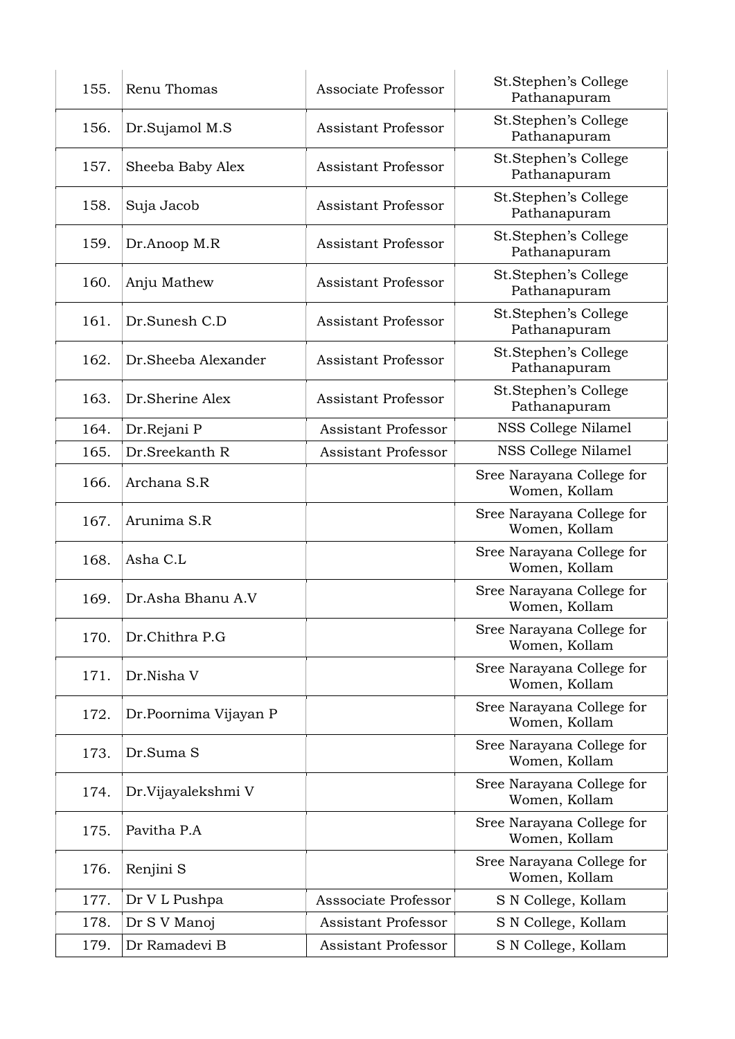| | | | |
|---|---|---|---|
| 155. | Renu Thomas | Associate Professor | St.Stephen's College Pathanapuram |
| 156. | Dr.Sujamol M.S | Assistant Professor | St.Stephen's College Pathanapuram |
| 157. | Sheeba Baby Alex | Assistant Professor | St.Stephen's College Pathanapuram |
| 158. | Suja Jacob | Assistant Professor | St.Stephen's College Pathanapuram |
| 159. | Dr.Anoop M.R | Assistant Professor | St.Stephen's College Pathanapuram |
| 160. | Anju Mathew | Assistant Professor | St.Stephen's College Pathanapuram |
| 161. | Dr.Sunesh C.D | Assistant Professor | St.Stephen's College Pathanapuram |
| 162. | Dr.Sheeba Alexander | Assistant Professor | St.Stephen's College Pathanapuram |
| 163. | Dr.Sherine Alex | Assistant Professor | St.Stephen's College Pathanapuram |
| 164. | Dr.Rejani P | Assistant Professor | NSS College Nilamel |
| 165. | Dr.Sreekanth R | Assistant Professor | NSS College Nilamel |
| 166. | Archana S.R | | Sree Narayana College for Women, Kollam |
| 167. | Arunima S.R | | Sree Narayana College for Women, Kollam |
| 168. | Asha C.L | | Sree Narayana College for Women, Kollam |
| 169. | Dr.Asha Bhanu A.V | | Sree Narayana College for Women, Kollam |
| 170. | Dr.Chithra P.G | | Sree Narayana College for Women, Kollam |
| 171. | Dr.Nisha V | | Sree Narayana College for Women, Kollam |
| 172. | Dr.Poornima Vijayan P | | Sree Narayana College for Women, Kollam |
| 173. | Dr.Suma S | | Sree Narayana College for Women, Kollam |
| 174. | Dr.Vijayalekshmi V | | Sree Narayana College for Women, Kollam |
| 175. | Pavitha P.A | | Sree Narayana College for Women, Kollam |
| 176. | Renjini S | | Sree Narayana College for Women, Kollam |
| 177. | Dr V L Pushpa | Asssociate Professor | S N College, Kollam |
| 178. | Dr S V Manoj | Assistant Professor | S N College, Kollam |
| 179. | Dr Ramadevi B | Assistant Professor | S N College, Kollam |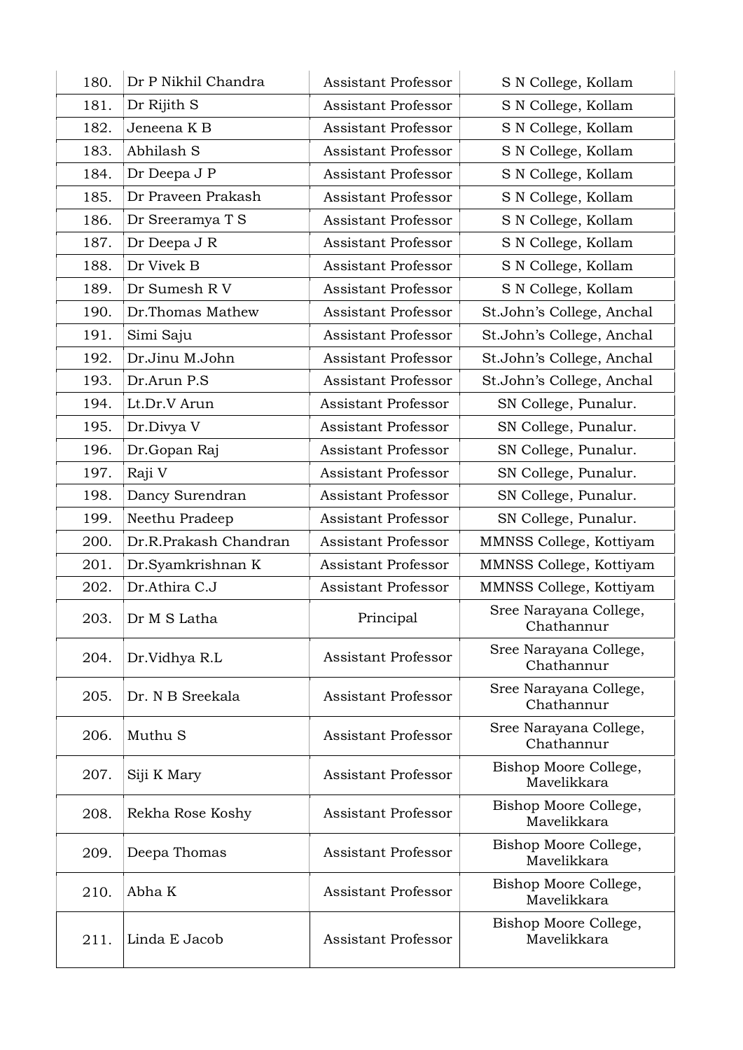| 180. | Dr P Nikhil Chandra | Assistant Professor | S N College, Kollam |
|---|---|---|---|
| 181. | Dr Rijith S | Assistant Professor | S N College, Kollam |
| 182. | Jeneena K B | Assistant Professor | S N College, Kollam |
| 183. | Abhilash S | Assistant Professor | S N College, Kollam |
| 184. | Dr Deepa J P | Assistant Professor | S N College, Kollam |
| 185. | Dr Praveen Prakash | Assistant Professor | S N College, Kollam |
| 186. | Dr Sreeramya T S | Assistant Professor | S N College, Kollam |
| 187. | Dr Deepa J R | Assistant Professor | S N College, Kollam |
| 188. | Dr Vivek B | Assistant Professor | S N College, Kollam |
| 189. | Dr Sumesh R V | Assistant Professor | S N College, Kollam |
| 190. | Dr.Thomas Mathew | Assistant Professor | St.John's College, Anchal |
| 191. | Simi Saju | Assistant Professor | St.John's College, Anchal |
| 192. | Dr.Jinu M.John | Assistant Professor | St.John's College, Anchal |
| 193. | Dr.Arun P.S | Assistant Professor | St.John's College, Anchal |
| 194. | Lt.Dr.V Arun | Assistant Professor | SN College, Punalur. |
| 195. | Dr.Divya V | Assistant Professor | SN College, Punalur. |
| 196. | Dr.Gopan Raj | Assistant Professor | SN College, Punalur. |
| 197. | Raji V | Assistant Professor | SN College, Punalur. |
| 198. | Dancy Surendran | Assistant Professor | SN College, Punalur. |
| 199. | Neethu Pradeep | Assistant Professor | SN College, Punalur. |
| 200. | Dr.R.Prakash Chandran | Assistant Professor | MMNSS College, Kottiyam |
| 201. | Dr.Syamkrishnan K | Assistant Professor | MMNSS College, Kottiyam |
| 202. | Dr.Athira C.J | Assistant Professor | MMNSS College, Kottiyam |
| 203. | Dr M S Latha | Principal | Sree Narayana College, Chathannur |
| 204. | Dr.Vidhya R.L | Assistant Professor | Sree Narayana College, Chathannur |
| 205. | Dr. N B Sreekala | Assistant Professor | Sree Narayana College, Chathannur |
| 206. | Muthu S | Assistant Professor | Sree Narayana College, Chathannur |
| 207. | Siji K Mary | Assistant Professor | Bishop Moore College, Mavelikkara |
| 208. | Rekha Rose Koshy | Assistant Professor | Bishop Moore College, Mavelikkara |
| 209. | Deepa Thomas | Assistant Professor | Bishop Moore College, Mavelikkara |
| 210. | Abha K | Assistant Professor | Bishop Moore College, Mavelikkara |
| 211. | Linda E Jacob | Assistant Professor | Bishop Moore College, Mavelikkara |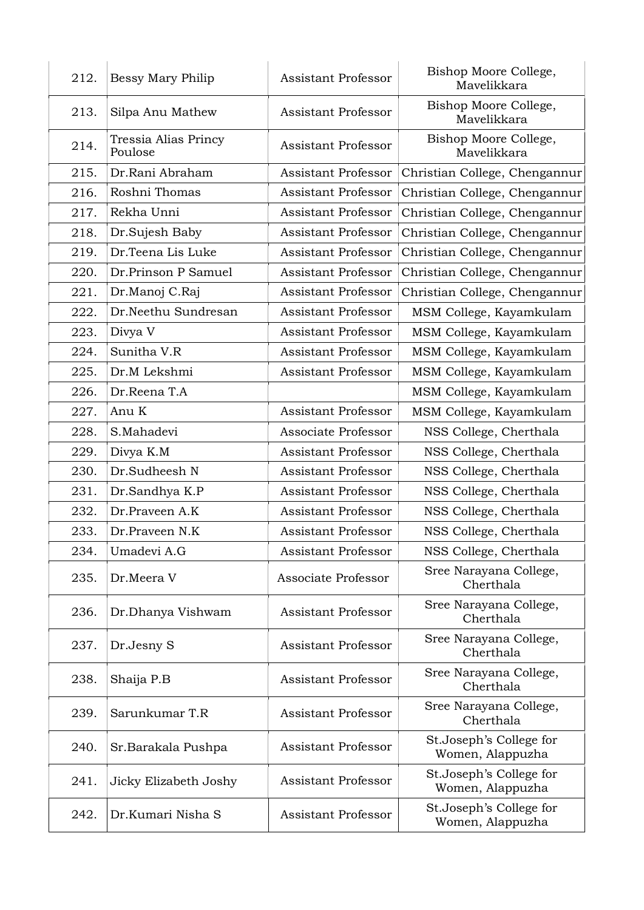| | | | |
|---|---|---|---|
| 212. | Bessy Mary Philip | Assistant Professor | Bishop Moore College, Mavelikkara |
| 213. | Silpa Anu Mathew | Assistant Professor | Bishop Moore College, Mavelikkara |
| 214. | Tressia Alias Princy Poulose | Assistant Professor | Bishop Moore College, Mavelikkara |
| 215. | Dr.Rani Abraham | Assistant Professor | Christian College, Chengannur |
| 216. | Roshni Thomas | Assistant Professor | Christian College, Chengannur |
| 217. | Rekha Unni | Assistant Professor | Christian College, Chengannur |
| 218. | Dr.Sujesh Baby | Assistant Professor | Christian College, Chengannur |
| 219. | Dr.Teena Lis Luke | Assistant Professor | Christian College, Chengannur |
| 220. | Dr.Prinson P Samuel | Assistant Professor | Christian College, Chengannur |
| 221. | Dr.Manoj C.Raj | Assistant Professor | Christian College, Chengannur |
| 222. | Dr.Neethu Sundresan | Assistant Professor | MSM College, Kayamkulam |
| 223. | Divya V | Assistant Professor | MSM College, Kayamkulam |
| 224. | Sunitha V.R | Assistant Professor | MSM College, Kayamkulam |
| 225. | Dr.M Lekshmi | Assistant Professor | MSM College, Kayamkulam |
| 226. | Dr.Reena T.A | | MSM College, Kayamkulam |
| 227. | Anu K | Assistant Professor | MSM College, Kayamkulam |
| 228. | S.Mahadevi | Associate Professor | NSS College, Cherthala |
| 229. | Divya K.M | Assistant Professor | NSS College, Cherthala |
| 230. | Dr.Sudheesh N | Assistant Professor | NSS College, Cherthala |
| 231. | Dr.Sandhya K.P | Assistant Professor | NSS College, Cherthala |
| 232. | Dr.Praveen A.K | Assistant Professor | NSS College, Cherthala |
| 233. | Dr.Praveen N.K | Assistant Professor | NSS College, Cherthala |
| 234. | Umadevi A.G | Assistant Professor | NSS College, Cherthala |
| 235. | Dr.Meera V | Associate Professor | Sree Narayana College, Cherthala |
| 236. | Dr.Dhanya Vishwam | Assistant Professor | Sree Narayana College, Cherthala |
| 237. | Dr.Jesny S | Assistant Professor | Sree Narayana College, Cherthala |
| 238. | Shaija P.B | Assistant Professor | Sree Narayana College, Cherthala |
| 239. | Sarunkumar T.R | Assistant Professor | Sree Narayana College, Cherthala |
| 240. | Sr.Barakala Pushpa | Assistant Professor | St.Joseph's College for Women, Alappuzha |
| 241. | Jicky Elizabeth Joshy | Assistant Professor | St.Joseph's College for Women, Alappuzha |
| 242. | Dr.Kumari Nisha S | Assistant Professor | St.Joseph's College for Women, Alappuzha |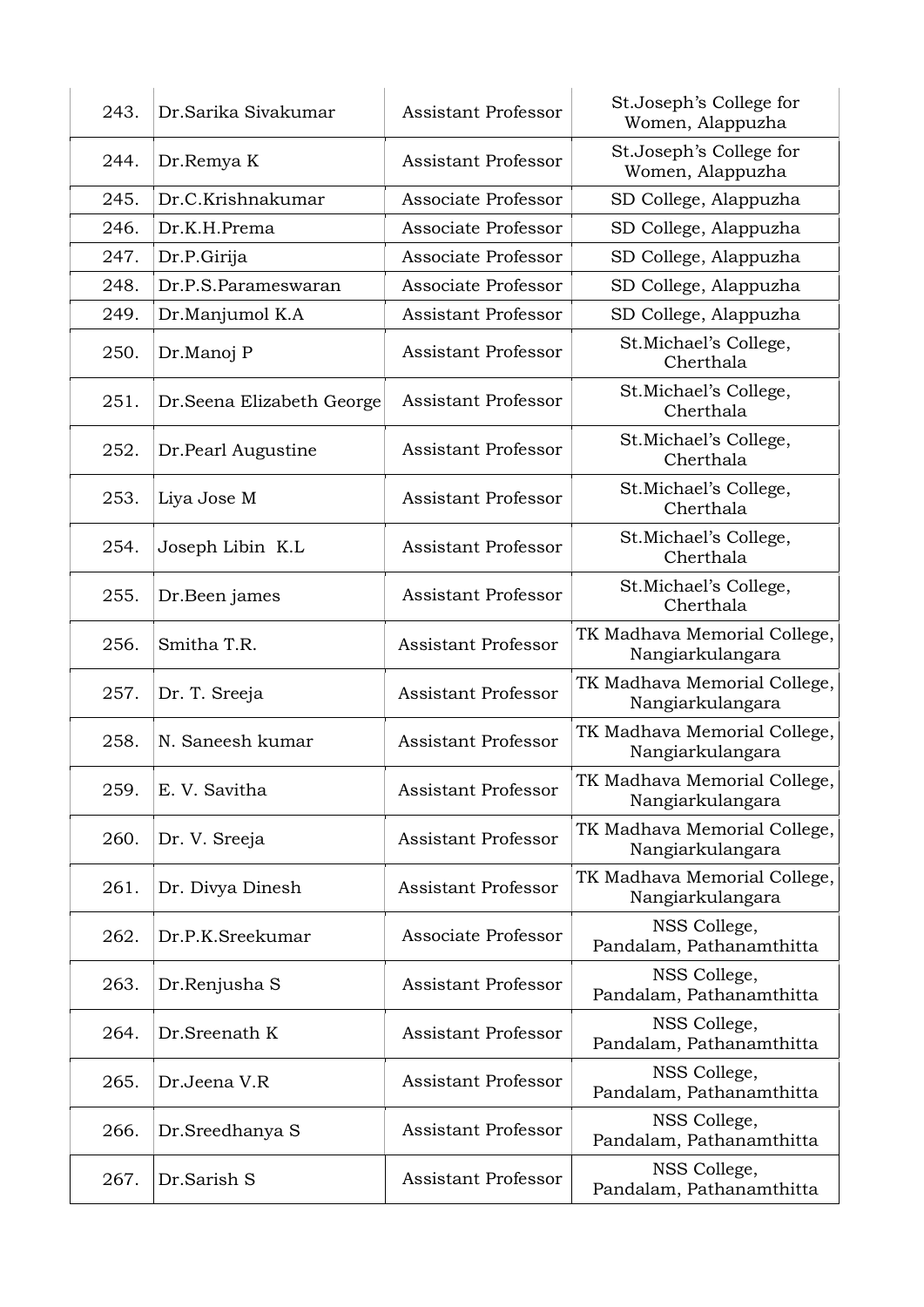| 243. | Dr.Sarika Sivakumar | Assistant Professor | St.Joseph's College for Women, Alappuzha |
|---|---|---|---|
| 244. | Dr.Remya K | Assistant Professor | St.Joseph's College for Women, Alappuzha |
| 245. | Dr.C.Krishnakumar | Associate Professor | SD College, Alappuzha |
| 246. | Dr.K.H.Prema | Associate Professor | SD College, Alappuzha |
| 247. | Dr.P.Girija | Associate Professor | SD College, Alappuzha |
| 248. | Dr.P.S.Parameswaran | Associate Professor | SD College, Alappuzha |
| 249. | Dr.Manjumol K.A | Assistant Professor | SD College, Alappuzha |
| 250. | Dr.Manoj P | Assistant Professor | St.Michael's College, Cherthala |
| 251. | Dr.Seena Elizabeth George | Assistant Professor | St.Michael's College, Cherthala |
| 252. | Dr.Pearl Augustine | Assistant Professor | St.Michael's College, Cherthala |
| 253. | Liya Jose M | Assistant Professor | St.Michael's College, Cherthala |
| 254. | Joseph Libin K.L | Assistant Professor | St.Michael's College, Cherthala |
| 255. | Dr.Been james | Assistant Professor | St.Michael's College, Cherthala |
| 256. | Smitha T.R. | Assistant Professor | TK Madhava Memorial College, Nangiarkulangara |
| 257. | Dr. T. Sreeja | Assistant Professor | TK Madhava Memorial College, Nangiarkulangara |
| 258. | N. Saneesh kumar | Assistant Professor | TK Madhava Memorial College, Nangiarkulangara |
| 259. | E. V. Savitha | Assistant Professor | TK Madhava Memorial College, Nangiarkulangara |
| 260. | Dr. V. Sreeja | Assistant Professor | TK Madhava Memorial College, Nangiarkulangara |
| 261. | Dr. Divya Dinesh | Assistant Professor | TK Madhava Memorial College, Nangiarkulangara |
| 262. | Dr.P.K.Sreekumar | Associate Professor | NSS College, Pandalam, Pathanamthitta |
| 263. | Dr.Renjusha S | Assistant Professor | NSS College, Pandalam, Pathanamthitta |
| 264. | Dr.Sreenath K | Assistant Professor | NSS College, Pandalam, Pathanamthitta |
| 265. | Dr.Jeena V.R | Assistant Professor | NSS College, Pandalam, Pathanamthitta |
| 266. | Dr.Sreedhanya S | Assistant Professor | NSS College, Pandalam, Pathanamthitta |
| 267. | Dr.Sarish S | Assistant Professor | NSS College, Pandalam, Pathanamthitta |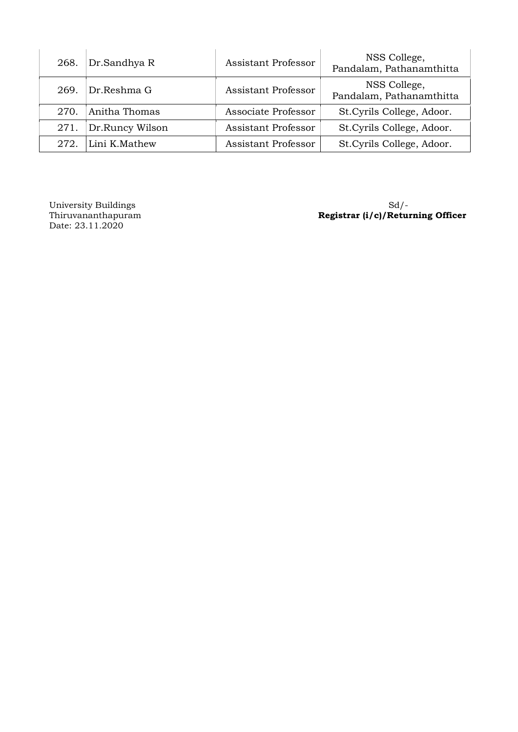| | | | |
|---|---|---|---|
| 268. | Dr.Sandhya R | Assistant Professor | NSS College, Pandalam, Pathanamthitta |
| 269. | Dr.Reshma G | Assistant Professor | NSS College, Pandalam, Pathanamthitta |
| 270. | Anitha Thomas | Associate Professor | St.Cyrils College, Adoor. |
| 271. | Dr.Runcy Wilson | Assistant Professor | St.Cyrils College, Adoor. |
| 272. | Lini K.Mathew | Assistant Professor | St.Cyrils College, Adoor. |

University Buildings
Thiruvananthapuram
Date: 23.11.2020

Sd/-
**Registrar (i/c)/Returning Officer**